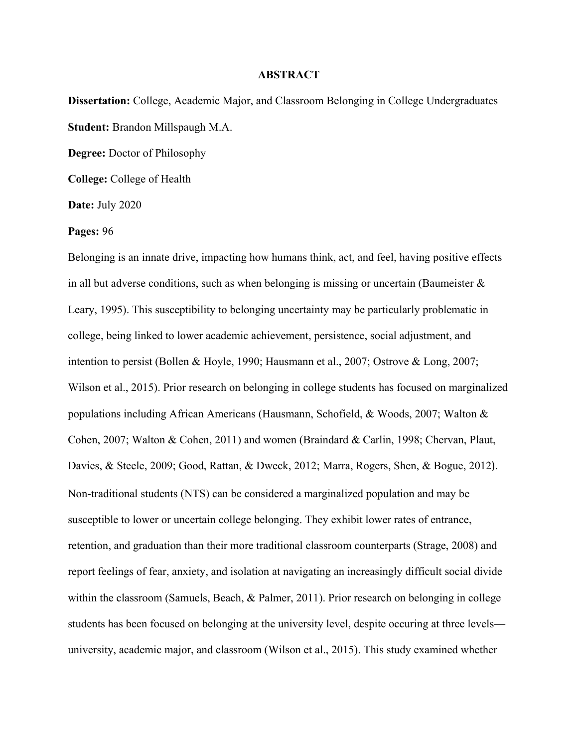# ABSTRACT

**Dissertation:** College, Academic Major, and Classroom Belonging in College Undergraduates

**Student:** Brandon Millspaugh M.A.

**Degree:** Doctor of Philosophy

**College:** College of Health

**Date:** July 2020

**Pages:** 96

Belonging is an innate drive, impacting how humans think, act, and feel, having positive effects in all but adverse conditions, such as when belonging is missing or uncertain (Baumeister & Leary, 1995). This susceptibility to belonging uncertainty may be particularly problematic in college, being linked to lower academic achievement, persistence, social adjustment, and intention to persist (Bollen & Hoyle, 1990; Hausmann et al., 2007; Ostrove & Long, 2007; Wilson et al., 2015). Prior research on belonging in college students has focused on marginalized populations including African Americans (Hausmann, Schofield, & Woods, 2007; Walton & Cohen, 2007; Walton & Cohen, 2011) and women (Braindard & Carlin, 1998; Chervan, Plaut, Davies, & Steele, 2009; Good, Rattan, & Dweck, 2012; Marra, Rogers, Shen, & Bogue, 2012). Non-traditional students (NTS) can be considered a marginalized population and may be susceptible to lower or uncertain college belonging. They exhibit lower rates of entrance, retention, and graduation than their more traditional classroom counterparts (Strage, 2008) and report feelings of fear, anxiety, and isolation at navigating an increasingly difficult social divide within the classroom (Samuels, Beach, & Palmer, 2011). Prior research on belonging in college students has been focused on belonging at the university level, despite occuring at three levels—university, academic major, and classroom (Wilson et al., 2015). This study examined whether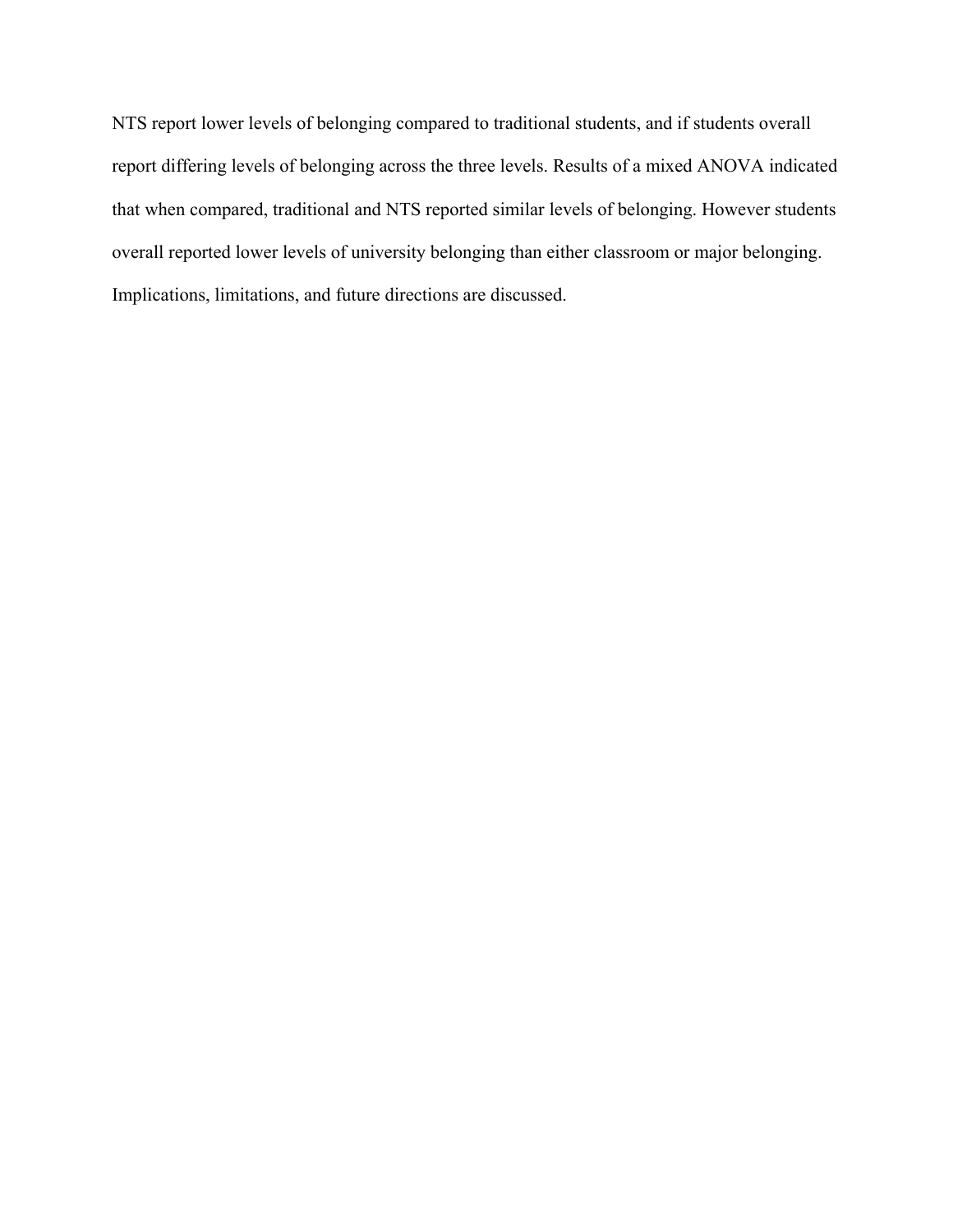NTS report lower levels of belonging compared to traditional students, and if students overall report differing levels of belonging across the three levels. Results of a mixed ANOVA indicated that when compared, traditional and NTS reported similar levels of belonging. However students overall reported lower levels of university belonging than either classroom or major belonging. Implications, limitations, and future directions are discussed.